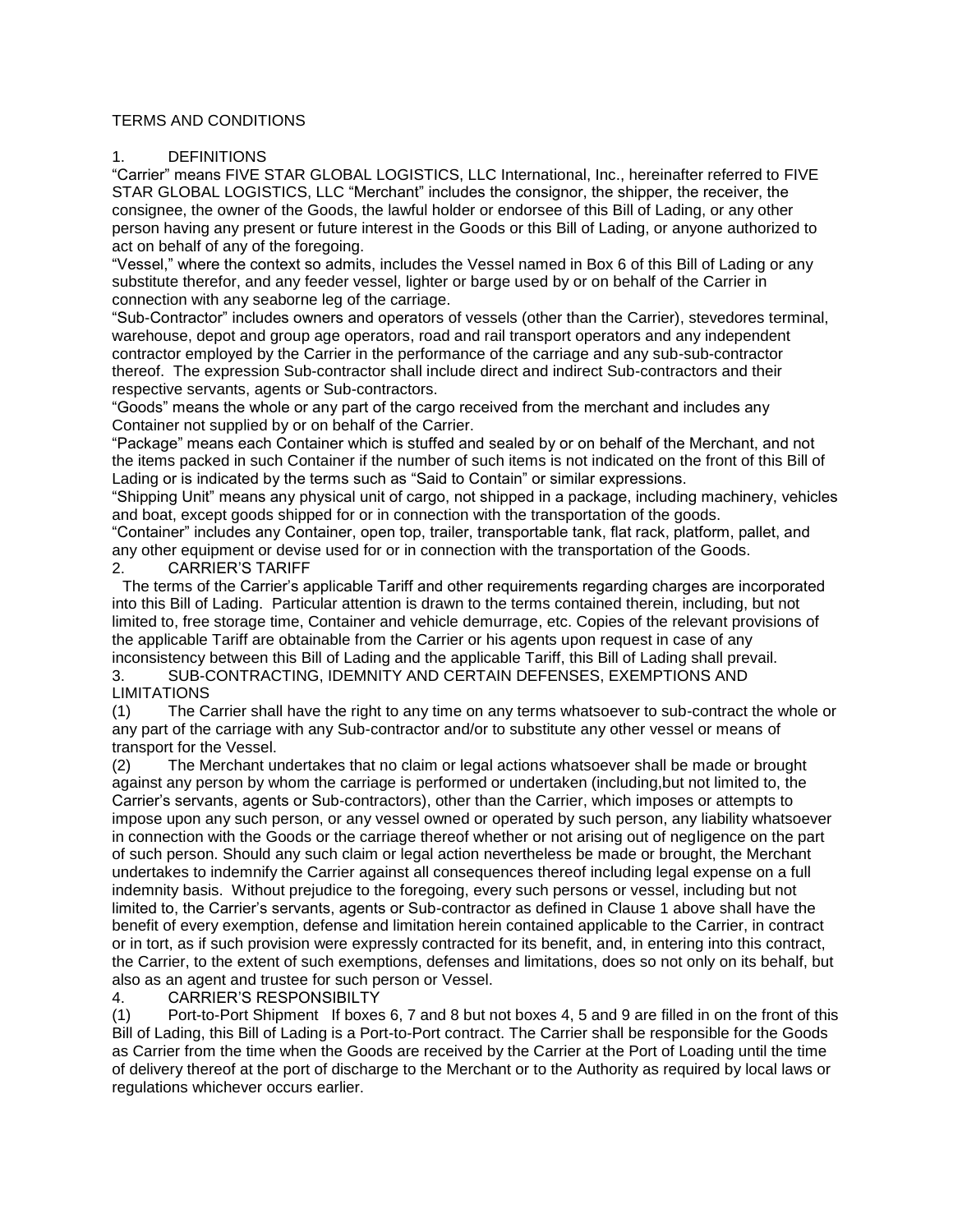# TERMS AND CONDITIONS

## 1. DEFINITIONS

"Carrier" means FIVE STAR GLOBAL LOGISTICS, LLC International, Inc., hereinafter referred to FIVE STAR GLOBAL LOGISTICS, LLC "Merchant" includes the consignor, the shipper, the receiver, the consignee, the owner of the Goods, the lawful holder or endorsee of this Bill of Lading, or any other person having any present or future interest in the Goods or this Bill of Lading, or anyone authorized to act on behalf of any of the foregoing.

"Vessel," where the context so admits, includes the Vessel named in Box 6 of this Bill of Lading or any substitute therefor, and any feeder vessel, lighter or barge used by or on behalf of the Carrier in connection with any seaborne leg of the carriage.

"Sub-Contractor" includes owners and operators of vessels (other than the Carrier), stevedores terminal, warehouse, depot and group age operators, road and rail transport operators and any independent contractor employed by the Carrier in the performance of the carriage and any sub-sub-contractor thereof. The expression Sub-contractor shall include direct and indirect Sub-contractors and their respective servants, agents or Sub-contractors.

"Goods" means the whole or any part of the cargo received from the merchant and includes any Container not supplied by or on behalf of the Carrier.

"Package" means each Container which is stuffed and sealed by or on behalf of the Merchant, and not the items packed in such Container if the number of such items is not indicated on the front of this Bill of Lading or is indicated by the terms such as "Said to Contain" or similar expressions.

"Shipping Unit" means any physical unit of cargo, not shipped in a package, including machinery, vehicles and boat, except goods shipped for or in connection with the transportation of the goods.

"Container" includes any Container, open top, trailer, transportable tank, flat rack, platform, pallet, and any other equipment or devise used for or in connection with the transportation of the Goods.

## 2. CARRIER'S TARIFF

The terms of the Carrier's applicable Tariff and other requirements regarding charges are incorporated into this Bill of Lading. Particular attention is drawn to the terms contained therein, including, but not limited to, free storage time, Container and vehicle demurrage, etc. Copies of the relevant provisions of the applicable Tariff are obtainable from the Carrier or his agents upon request in case of any inconsistency between this Bill of Lading and the applicable Tariff, this Bill of Lading shall prevail.

## 3. SUB-CONTRACTING, IDEMNITY AND CERTAIN DEFENSES, EXEMPTIONS AND LIMITATIONS

(1) The Carrier shall have the right to any time on any terms whatsoever to sub-contract the whole or any part of the carriage with any Sub-contractor and/or to substitute any other vessel or means of transport for the Vessel.

(2) The Merchant undertakes that no claim or legal actions whatsoever shall be made or brought against any person by whom the carriage is performed or undertaken (including,but not limited to, the Carrier's servants, agents or Sub-contractors), other than the Carrier, which imposes or attempts to impose upon any such person, or any vessel owned or operated by such person, any liability whatsoever in connection with the Goods or the carriage thereof whether or not arising out of negligence on the part of such person. Should any such claim or legal action nevertheless be made or brought, the Merchant undertakes to indemnify the Carrier against all consequences thereof including legal expense on a full indemnity basis. Without prejudice to the foregoing, every such persons or vessel, including but not limited to, the Carrier's servants, agents or Sub-contractor as defined in Clause 1 above shall have the benefit of every exemption, defense and limitation herein contained applicable to the Carrier, in contract or in tort, as if such provision were expressly contracted for its benefit, and, in entering into this contract, the Carrier, to the extent of such exemptions, defenses and limitations, does so not only on its behalf, but also as an agent and trustee for such person or Vessel.

## 4. CARRIER'S RESPONSIBILTY

(1) Port-to-Port Shipment If boxes 6, 7 and 8 but not boxes 4, 5 and 9 are filled in on the front of this Bill of Lading, this Bill of Lading is a Port-to-Port contract. The Carrier shall be responsible for the Goods as Carrier from the time when the Goods are received by the Carrier at the Port of Loading until the time of delivery thereof at the port of discharge to the Merchant or to the Authority as required by local laws or regulations whichever occurs earlier.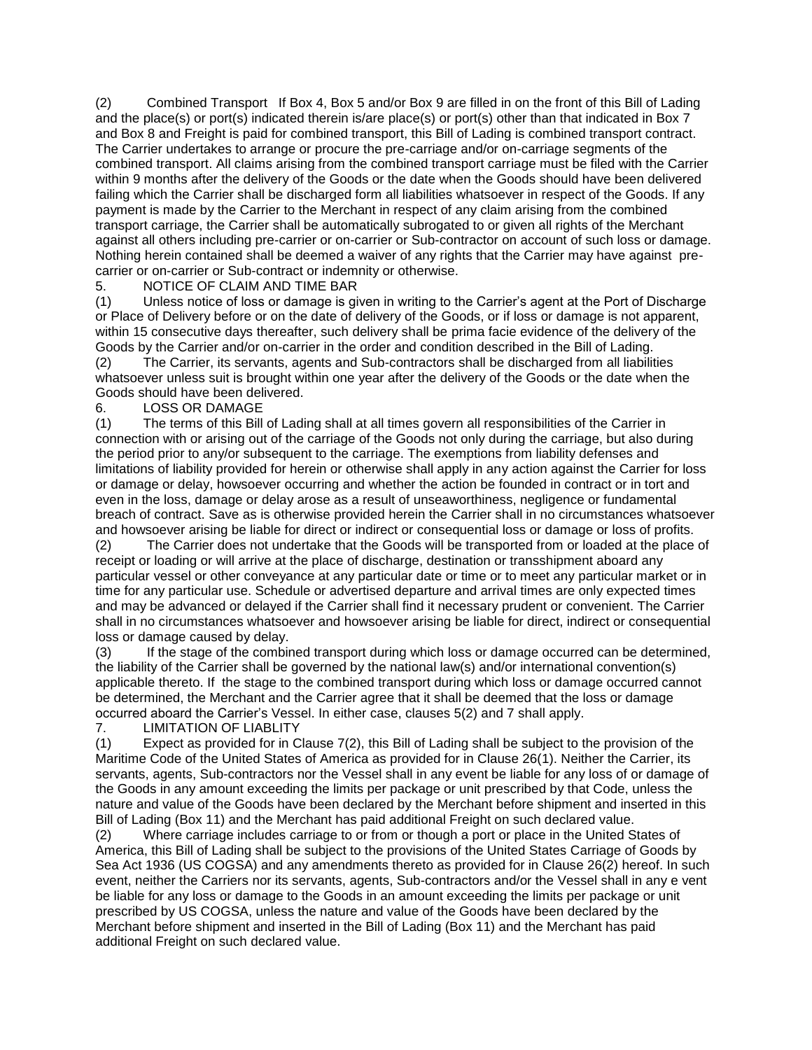(2) Combined Transport If Box 4, Box 5 and/or Box 9 are filled in on the front of this Bill of Lading and the place(s) or port(s) indicated therein is/are place(s) or port(s) other than that indicated in Box 7 and Box 8 and Freight is paid for combined transport, this Bill of Lading is combined transport contract. The Carrier undertakes to arrange or procure the pre-carriage and/or on-carriage segments of the combined transport. All claims arising from the combined transport carriage must be filed with the Carrier within 9 months after the delivery of the Goods or the date when the Goods should have been delivered failing which the Carrier shall be discharged form all liabilities whatsoever in respect of the Goods. If any payment is made by the Carrier to the Merchant in respect of any claim arising from the combined transport carriage, the Carrier shall be automatically subrogated to or given all rights of the Merchant against all others including pre-carrier or on-carrier or Sub-contractor on account of such loss or damage. Nothing herein contained shall be deemed a waiver of any rights that the Carrier may have against pre-carrier or on-carrier or Sub-contract or indemnity or otherwise.

5. NOTICE OF CLAIM AND TIME BAR

(1) Unless notice of loss or damage is given in writing to the Carrier's agent at the Port of Discharge or Place of Delivery before or on the date of delivery of the Goods, or if loss or damage is not apparent, within 15 consecutive days thereafter, such delivery shall be prima facie evidence of the delivery of the Goods by the Carrier and/or on-carrier in the order and condition described in the Bill of Lading.

(2) The Carrier, its servants, agents and Sub-contractors shall be discharged from all liabilities whatsoever unless suit is brought within one year after the delivery of the Goods or the date when the Goods should have been delivered.

6. LOSS OR DAMAGE

(1) The terms of this Bill of Lading shall at all times govern all responsibilities of the Carrier in connection with or arising out of the carriage of the Goods not only during the carriage, but also during the period prior to any/or subsequent to the carriage. The exemptions from liability defenses and limitations of liability provided for herein or otherwise shall apply in any action against the Carrier for loss or damage or delay, howsoever occurring and whether the action be founded in contract or in tort and even in the loss, damage or delay arose as a result of unseaworthiness, negligence or fundamental breach of contract. Save as is otherwise provided herein the Carrier shall in no circumstances whatsoever and howsoever arising be liable for direct or indirect or consequential loss or damage or loss of profits.

(2) The Carrier does not undertake that the Goods will be transported from or loaded at the place of receipt or loading or will arrive at the place of discharge, destination or transshipment aboard any particular vessel or other conveyance at any particular date or time or to meet any particular market or in time for any particular use. Schedule or advertised departure and arrival times are only expected times and may be advanced or delayed if the Carrier shall find it necessary prudent or convenient. The Carrier shall in no circumstances whatsoever and howsoever arising be liable for direct, indirect or consequential loss or damage caused by delay.

(3) If the stage of the combined transport during which loss or damage occurred can be determined, the liability of the Carrier shall be governed by the national law(s) and/or international convention(s) applicable thereto. If the stage to the combined transport during which loss or damage occurred cannot be determined, the Merchant and the Carrier agree that it shall be deemed that the loss or damage occurred aboard the Carrier's Vessel. In either case, clauses 5(2) and 7 shall apply.

7. LIMITATION OF LIABLITY

(1) Expect as provided for in Clause 7(2), this Bill of Lading shall be subject to the provision of the Maritime Code of the United States of America as provided for in Clause 26(1). Neither the Carrier, its servants, agents, Sub-contractors nor the Vessel shall in any event be liable for any loss of or damage of the Goods in any amount exceeding the limits per package or unit prescribed by that Code, unless the nature and value of the Goods have been declared by the Merchant before shipment and inserted in this Bill of Lading (Box 11) and the Merchant has paid additional Freight on such declared value.

(2) Where carriage includes carriage to or from or though a port or place in the United States of America, this Bill of Lading shall be subject to the provisions of the United States Carriage of Goods by Sea Act 1936 (US COGSA) and any amendments thereto as provided for in Clause 26(2) hereof. In such event, neither the Carriers nor its servants, agents, Sub-contractors and/or the Vessel shall in any e vent be liable for any loss or damage to the Goods in an amount exceeding the limits per package or unit prescribed by US COGSA, unless the nature and value of the Goods have been declared by the Merchant before shipment and inserted in the Bill of Lading (Box 11) and the Merchant has paid additional Freight on such declared value.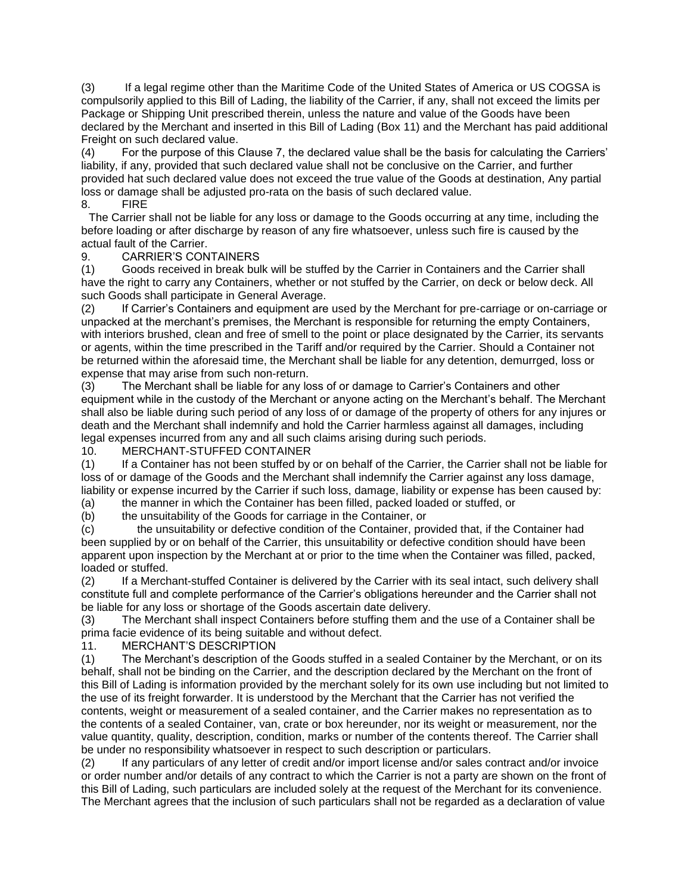(3) If a legal regime other than the Maritime Code of the United States of America or US COGSA is compulsorily applied to this Bill of Lading, the liability of the Carrier, if any, shall not exceed the limits per Package or Shipping Unit prescribed therein, unless the nature and value of the Goods have been declared by the Merchant and inserted in this Bill of Lading (Box 11) and the Merchant has paid additional Freight on such declared value.

(4) For the purpose of this Clause 7, the declared value shall be the basis for calculating the Carriers' liability, if any, provided that such declared value shall not be conclusive on the Carrier, and further provided hat such declared value does not exceed the true value of the Goods at destination, Any partial loss or damage shall be adjusted pro-rata on the basis of such declared value.

8. FIRE

The Carrier shall not be liable for any loss or damage to the Goods occurring at any time, including the before loading or after discharge by reason of any fire whatsoever, unless such fire is caused by the actual fault of the Carrier.

9. CARRIER'S CONTAINERS

(1) Goods received in break bulk will be stuffed by the Carrier in Containers and the Carrier shall have the right to carry any Containers, whether or not stuffed by the Carrier, on deck or below deck. All such Goods shall participate in General Average.

(2) If Carrier's Containers and equipment are used by the Merchant for pre-carriage or on-carriage or unpacked at the merchant's premises, the Merchant is responsible for returning the empty Containers, with interiors brushed, clean and free of smell to the point or place designated by the Carrier, its servants or agents, within the time prescribed in the Tariff and/or required by the Carrier. Should a Container not be returned within the aforesaid time, the Merchant shall be liable for any detention, demurrged, loss or expense that may arise from such non-return.

(3) The Merchant shall be liable for any loss of or damage to Carrier's Containers and other equipment while in the custody of the Merchant or anyone acting on the Merchant's behalf. The Merchant shall also be liable during such period of any loss of or damage of the property of others for any injures or death and the Merchant shall indemnify and hold the Carrier harmless against all damages, including legal expenses incurred from any and all such claims arising during such periods.

10. MERCHANT-STUFFED CONTAINER

(1) If a Container has not been stuffed by or on behalf of the Carrier, the Carrier shall not be liable for loss of or damage of the Goods and the Merchant shall indemnify the Carrier against any loss damage, liability or expense incurred by the Carrier if such loss, damage, liability or expense has been caused by:

(a) the manner in which the Container has been filled, packed loaded or stuffed, or

(b) the unsuitability of the Goods for carriage in the Container, or

(c) the unsuitability or defective condition of the Container, provided that, if the Container had been supplied by or on behalf of the Carrier, this unsuitability or defective condition should have been apparent upon inspection by the Merchant at or prior to the time when the Container was filled, packed, loaded or stuffed.

(2) If a Merchant-stuffed Container is delivered by the Carrier with its seal intact, such delivery shall constitute full and complete performance of the Carrier's obligations hereunder and the Carrier shall not be liable for any loss or shortage of the Goods ascertain date delivery.

(3) The Merchant shall inspect Containers before stuffing them and the use of a Container shall be prima facie evidence of its being suitable and without defect.

11. MERCHANT'S DESCRIPTION

(1) The Merchant's description of the Goods stuffed in a sealed Container by the Merchant, or on its behalf, shall not be binding on the Carrier, and the description declared by the Merchant on the front of this Bill of Lading is information provided by the merchant solely for its own use including but not limited to the use of its freight forwarder. It is understood by the Merchant that the Carrier has not verified the contents, weight or measurement of a sealed container, and the Carrier makes no representation as to the contents of a sealed Container, van, crate or box hereunder, nor its weight or measurement, nor the value quantity, quality, description, condition, marks or number of the contents thereof. The Carrier shall be under no responsibility whatsoever in respect to such description or particulars.

(2) If any particulars of any letter of credit and/or import license and/or sales contract and/or invoice or order number and/or details of any contract to which the Carrier is not a party are shown on the front of this Bill of Lading, such particulars are included solely at the request of the Merchant for its convenience. The Merchant agrees that the inclusion of such particulars shall not be regarded as a declaration of value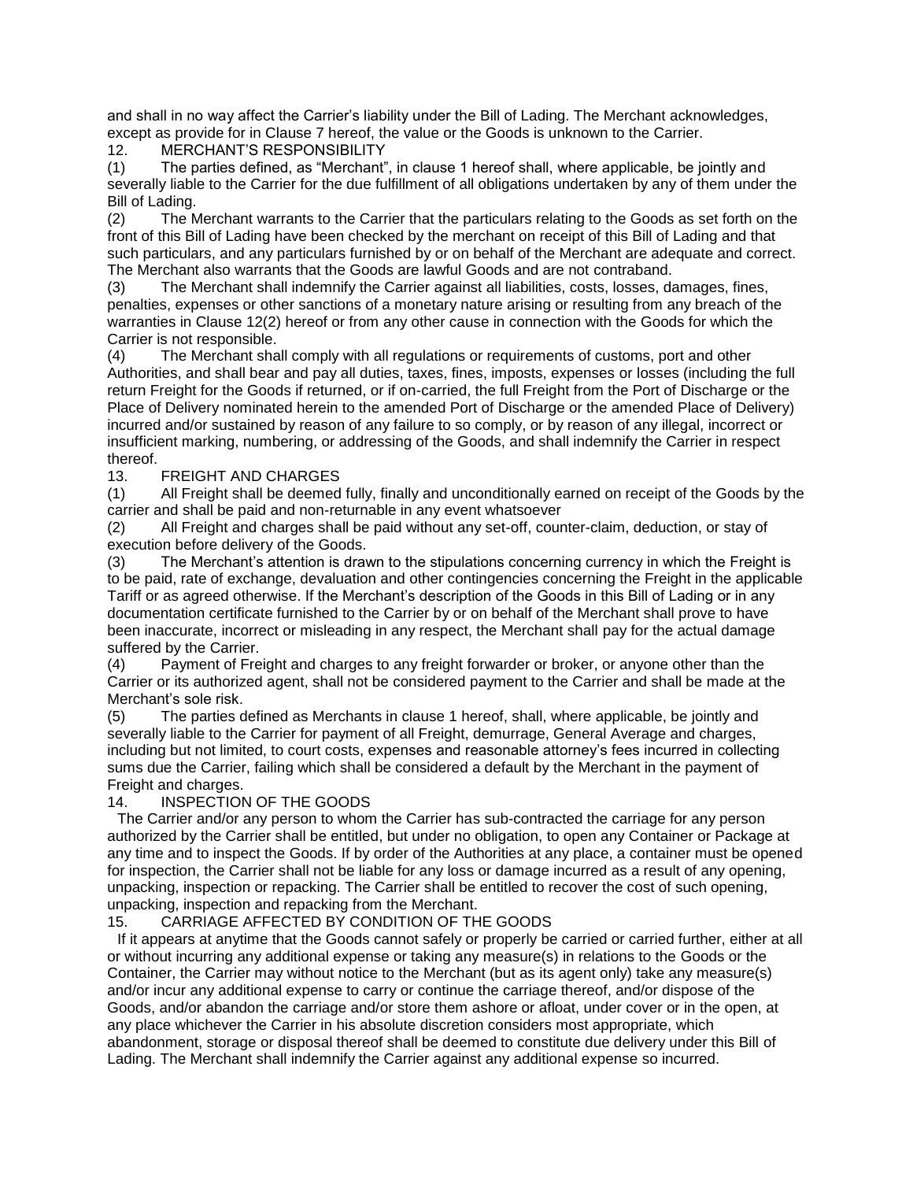and shall in no way affect the Carrier's liability under the Bill of Lading. The Merchant acknowledges, except as provide for in Clause 7 hereof, the value or the Goods is unknown to the Carrier.

12. MERCHANT'S RESPONSIBILITY

(1) The parties defined, as "Merchant", in clause 1 hereof shall, where applicable, be jointly and severally liable to the Carrier for the due fulfillment of all obligations undertaken by any of them under the Bill of Lading.

(2) The Merchant warrants to the Carrier that the particulars relating to the Goods as set forth on the front of this Bill of Lading have been checked by the merchant on receipt of this Bill of Lading and that such particulars, and any particulars furnished by or on behalf of the Merchant are adequate and correct. The Merchant also warrants that the Goods are lawful Goods and are not contraband.

(3) The Merchant shall indemnify the Carrier against all liabilities, costs, losses, damages, fines, penalties, expenses or other sanctions of a monetary nature arising or resulting from any breach of the warranties in Clause 12(2) hereof or from any other cause in connection with the Goods for which the Carrier is not responsible.

(4) The Merchant shall comply with all regulations or requirements of customs, port and other Authorities, and shall bear and pay all duties, taxes, fines, imposts, expenses or losses (including the full return Freight for the Goods if returned, or if on-carried, the full Freight from the Port of Discharge or the Place of Delivery nominated herein to the amended Port of Discharge or the amended Place of Delivery) incurred and/or sustained by reason of any failure to so comply, or by reason of any illegal, incorrect or insufficient marking, numbering, or addressing of the Goods, and shall indemnify the Carrier in respect thereof.

13. FREIGHT AND CHARGES

(1) All Freight shall be deemed fully, finally and unconditionally earned on receipt of the Goods by the carrier and shall be paid and non-returnable in any event whatsoever

(2) All Freight and charges shall be paid without any set-off, counter-claim, deduction, or stay of execution before delivery of the Goods.

(3) The Merchant's attention is drawn to the stipulations concerning currency in which the Freight is to be paid, rate of exchange, devaluation and other contingencies concerning the Freight in the applicable Tariff or as agreed otherwise. If the Merchant's description of the Goods in this Bill of Lading or in any documentation certificate furnished to the Carrier by or on behalf of the Merchant shall prove to have been inaccurate, incorrect or misleading in any respect, the Merchant shall pay for the actual damage suffered by the Carrier.

(4) Payment of Freight and charges to any freight forwarder or broker, or anyone other than the Carrier or its authorized agent, shall not be considered payment to the Carrier and shall be made at the Merchant's sole risk.

(5) The parties defined as Merchants in clause 1 hereof, shall, where applicable, be jointly and severally liable to the Carrier for payment of all Freight, demurrage, General Average and charges, including but not limited, to court costs, expenses and reasonable attorney's fees incurred in collecting sums due the Carrier, failing which shall be considered a default by the Merchant in the payment of Freight and charges.

14. INSPECTION OF THE GOODS

The Carrier and/or any person to whom the Carrier has sub-contracted the carriage for any person authorized by the Carrier shall be entitled, but under no obligation, to open any Container or Package at any time and to inspect the Goods. If by order of the Authorities at any place, a container must be opened for inspection, the Carrier shall not be liable for any loss or damage incurred as a result of any opening, unpacking, inspection or repacking. The Carrier shall be entitled to recover the cost of such opening, unpacking, inspection and repacking from the Merchant.

15. CARRIAGE AFFECTED BY CONDITION OF THE GOODS

If it appears at anytime that the Goods cannot safely or properly be carried or carried further, either at all or without incurring any additional expense or taking any measure(s) in relations to the Goods or the Container, the Carrier may without notice to the Merchant (but as its agent only) take any measure(s) and/or incur any additional expense to carry or continue the carriage thereof, and/or dispose of the Goods, and/or abandon the carriage and/or store them ashore or afloat, under cover or in the open, at any place whichever the Carrier in his absolute discretion considers most appropriate, which abandonment, storage or disposal thereof shall be deemed to constitute due delivery under this Bill of Lading. The Merchant shall indemnify the Carrier against any additional expense so incurred.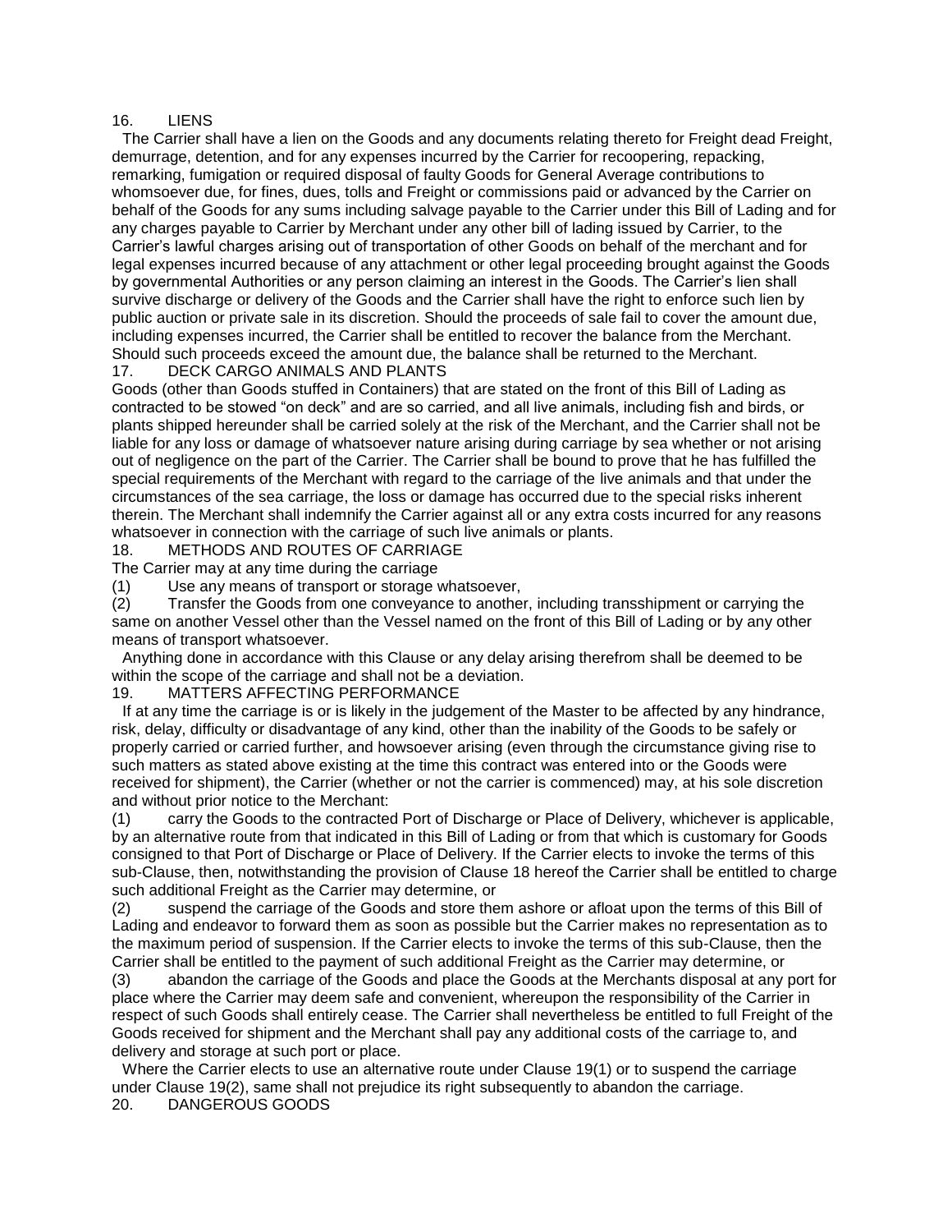## 16. LIENS

The Carrier shall have a lien on the Goods and any documents relating thereto for Freight dead Freight, demurrage, detention, and for any expenses incurred by the Carrier for recoopering, repacking, remarking, fumigation or required disposal of faulty Goods for General Average contributions to whomsoever due, for fines, dues, tolls and Freight or commissions paid or advanced by the Carrier on behalf of the Goods for any sums including salvage payable to the Carrier under this Bill of Lading and for any charges payable to Carrier by Merchant under any other bill of lading issued by Carrier, to the Carrier's lawful charges arising out of transportation of other Goods on behalf of the merchant and for legal expenses incurred because of any attachment or other legal proceeding brought against the Goods by governmental Authorities or any person claiming an interest in the Goods. The Carrier's lien shall survive discharge or delivery of the Goods and the Carrier shall have the right to enforce such lien by public auction or private sale in its discretion. Should the proceeds of sale fail to cover the amount due, including expenses incurred, the Carrier shall be entitled to recover the balance from the Merchant. Should such proceeds exceed the amount due, the balance shall be returned to the Merchant.

## 17. DECK CARGO ANIMALS AND PLANTS

Goods (other than Goods stuffed in Containers) that are stated on the front of this Bill of Lading as contracted to be stowed "on deck" and are so carried, and all live animals, including fish and birds, or plants shipped hereunder shall be carried solely at the risk of the Merchant, and the Carrier shall not be liable for any loss or damage of whatsoever nature arising during carriage by sea whether or not arising out of negligence on the part of the Carrier. The Carrier shall be bound to prove that he has fulfilled the special requirements of the Merchant with regard to the carriage of the live animals and that under the circumstances of the sea carriage, the loss or damage has occurred due to the special risks inherent therein. The Merchant shall indemnify the Carrier against all or any extra costs incurred for any reasons whatsoever in connection with the carriage of such live animals or plants.

## 18. METHODS AND ROUTES OF CARRIAGE

The Carrier may at any time during the carriage

(1) Use any means of transport or storage whatsoever,

(2) Transfer the Goods from one conveyance to another, including transshipment or carrying the same on another Vessel other than the Vessel named on the front of this Bill of Lading or by any other means of transport whatsoever.

Anything done in accordance with this Clause or any delay arising therefrom shall be deemed to be within the scope of the carriage and shall not be a deviation.

## 19. MATTERS AFFECTING PERFORMANCE

If at any time the carriage is or is likely in the judgement of the Master to be affected by any hindrance, risk, delay, difficulty or disadvantage of any kind, other than the inability of the Goods to be safely or properly carried or carried further, and howsoever arising (even through the circumstance giving rise to such matters as stated above existing at the time this contract was entered into or the Goods were received for shipment), the Carrier (whether or not the carrier is commenced) may, at his sole discretion and without prior notice to the Merchant:

(1) carry the Goods to the contracted Port of Discharge or Place of Delivery, whichever is applicable, by an alternative route from that indicated in this Bill of Lading or from that which is customary for Goods consigned to that Port of Discharge or Place of Delivery. If the Carrier elects to invoke the terms of this sub-Clause, then, notwithstanding the provision of Clause 18 hereof the Carrier shall be entitled to charge such additional Freight as the Carrier may determine, or

(2) suspend the carriage of the Goods and store them ashore or afloat upon the terms of this Bill of Lading and endeavor to forward them as soon as possible but the Carrier makes no representation as to the maximum period of suspension. If the Carrier elects to invoke the terms of this sub-Clause, then the Carrier shall be entitled to the payment of such additional Freight as the Carrier may determine, or

(3) abandon the carriage of the Goods and place the Goods at the Merchants disposal at any port for place where the Carrier may deem safe and convenient, whereupon the responsibility of the Carrier in respect of such Goods shall entirely cease. The Carrier shall nevertheless be entitled to full Freight of the Goods received for shipment and the Merchant shall pay any additional costs of the carriage to, and delivery and storage at such port or place.

Where the Carrier elects to use an alternative route under Clause 19(1) or to suspend the carriage under Clause 19(2), same shall not prejudice its right subsequently to abandon the carriage.

## 20. DANGEROUS GOODS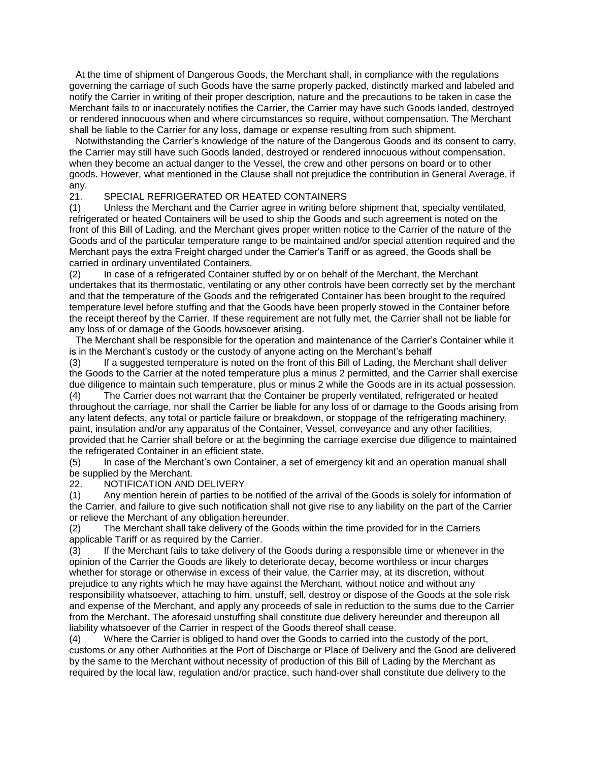At the time of shipment of Dangerous Goods, the Merchant shall, in compliance with the regulations governing the carriage of such Goods have the same properly packed, distinctly marked and labeled and notify the Carrier in writing of their proper description, nature and the precautions to be taken in case the Merchant fails to or inaccurately notifies the Carrier, the Carrier may have such Goods landed, destroyed or rendered innocuous when and where circumstances so require, without compensation. The Merchant shall be liable to the Carrier for any loss, damage or expense resulting from such shipment.

Notwithstanding the Carrier's knowledge of the nature of the Dangerous Goods and its consent to carry, the Carrier may still have such Goods landed, destroyed or rendered innocuous without compensation, when they become an actual danger to the Vessel, the crew and other persons on board or to other goods. However, what mentioned in the Clause shall not prejudice the contribution in General Average, if any.

21. SPECIAL REFRIGERATED OR HEATED CONTAINERS

(1) Unless the Merchant and the Carrier agree in writing before shipment that, specialty ventilated, refrigerated or heated Containers will be used to ship the Goods and such agreement is noted on the front of this Bill of Lading, and the Merchant gives proper written notice to the Carrier of the nature of the Goods and of the particular temperature range to be maintained and/or special attention required and the Merchant pays the extra Freight charged under the Carrier's Tariff or as agreed, the Goods shall be carried in ordinary unventilated Containers.

(2) In case of a refrigerated Container stuffed by or on behalf of the Merchant, the Merchant undertakes that its thermostatic, ventilating or any other controls have been correctly set by the merchant and that the temperature of the Goods and the refrigerated Container has been brought to the required temperature level before stuffing and that the Goods have been properly stowed in the Container before the receipt thereof by the Carrier. If these requirement are not fully met, the Carrier shall not be liable for any loss of or damage of the Goods howsoever arising.

The Merchant shall be responsible for the operation and maintenance of the Carrier's Container while it is in the Merchant's custody or the custody of anyone acting on the Merchant's behalf

(3) If a suggested temperature is noted on the front of this Bill of Lading, the Merchant shall deliver the Goods to the Carrier at the noted temperature plus a minus 2 permitted, and the Carrier shall exercise due diligence to maintain such temperature, plus or minus 2 while the Goods are in its actual possession.

(4) The Carrier does not warrant that the Container be properly ventilated, refrigerated or heated throughout the carriage, nor shall the Carrier be liable for any loss of or damage to the Goods arising from any latent defects, any total or particle failure or breakdown, or stoppage of the refrigerating machinery, paint, insulation and/or any apparatus of the Container, Vessel, conveyance and any other facilities, provided that he Carrier shall before or at the beginning the carriage exercise due diligence to maintained the refrigerated Container in an efficient state.

(5) In case of the Merchant's own Container, a set of emergency kit and an operation manual shall be supplied by the Merchant.

22. NOTIFICATION AND DELIVERY

(1) Any mention herein of parties to be notified of the arrival of the Goods is solely for information of the Carrier, and failure to give such notification shall not give rise to any liability on the part of the Carrier or relieve the Merchant of any obligation hereunder.

(2) The Merchant shall take delivery of the Goods within the time provided for in the Carriers applicable Tariff or as required by the Carrier.

(3) If the Merchant fails to take delivery of the Goods during a responsible time or whenever in the opinion of the Carrier the Goods are likely to deteriorate decay, become worthless or incur charges whether for storage or otherwise in excess of their value, the Carrier may, at its discretion, without prejudice to any rights which he may have against the Merchant, without notice and without any responsibility whatsoever, attaching to him, unstuff, sell, destroy or dispose of the Goods at the sole risk and expense of the Merchant, and apply any proceeds of sale in reduction to the sums due to the Carrier from the Merchant. The aforesaid unstuffing shall constitute due delivery hereunder and thereupon all liability whatsoever of the Carrier in respect of the Goods thereof shall cease.

(4) Where the Carrier is obliged to hand over the Goods to carried into the custody of the port, customs or any other Authorities at the Port of Discharge or Place of Delivery and the Good are delivered by the same to the Merchant without necessity of production of this Bill of Lading by the Merchant as required by the local law, regulation and/or practice, such hand-over shall constitute due delivery to the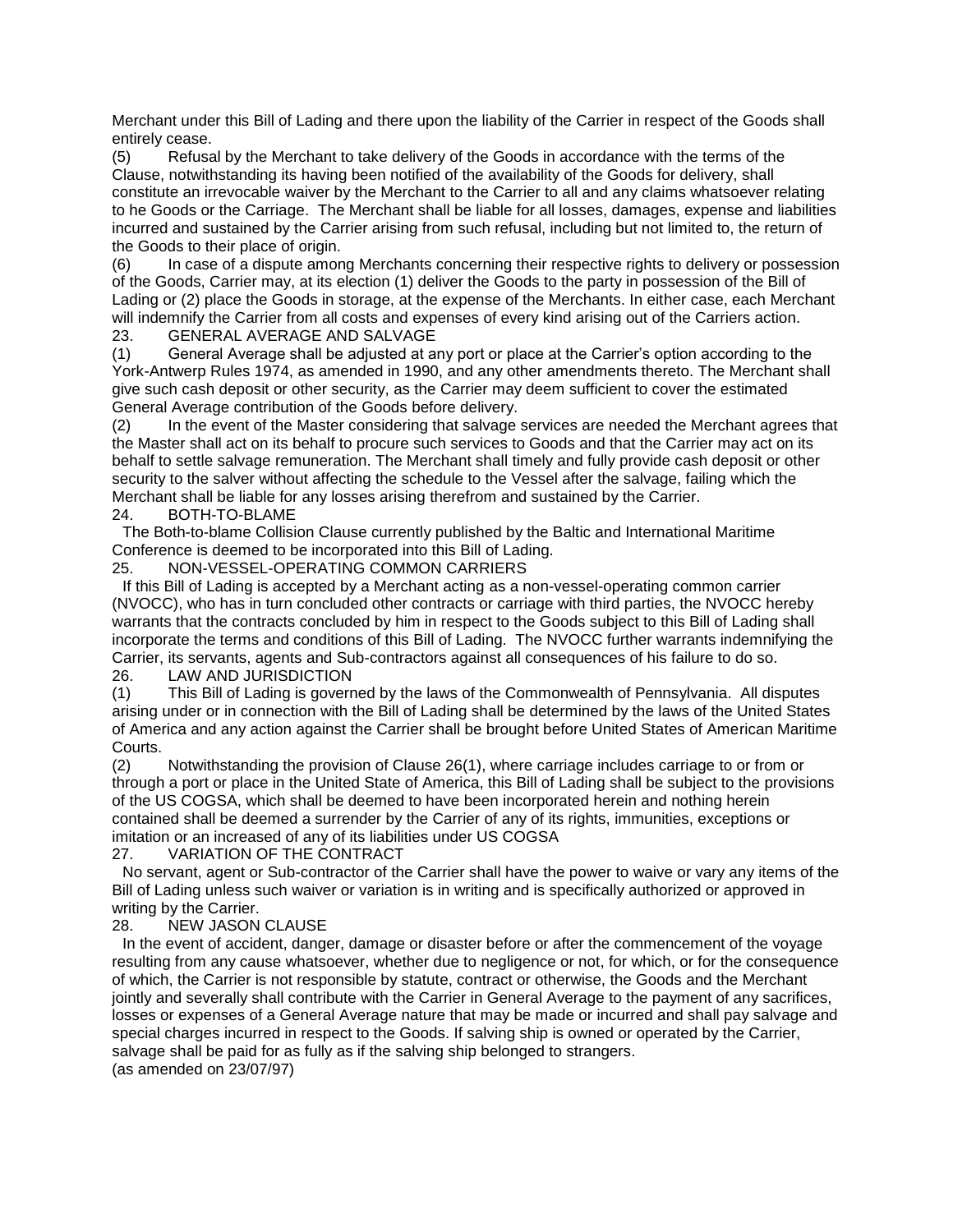Merchant under this Bill of Lading and there upon the liability of the Carrier in respect of the Goods shall entirely cease.

(5) Refusal by the Merchant to take delivery of the Goods in accordance with the terms of the Clause, notwithstanding its having been notified of the availability of the Goods for delivery, shall constitute an irrevocable waiver by the Merchant to the Carrier to all and any claims whatsoever relating to he Goods or the Carriage. The Merchant shall be liable for all losses, damages, expense and liabilities incurred and sustained by the Carrier arising from such refusal, including but not limited to, the return of the Goods to their place of origin.

(6) In case of a dispute among Merchants concerning their respective rights to delivery or possession of the Goods, Carrier may, at its election (1) deliver the Goods to the party in possession of the Bill of Lading or (2) place the Goods in storage, at the expense of the Merchants. In either case, each Merchant will indemnify the Carrier from all costs and expenses of every kind arising out of the Carriers action.

23. GENERAL AVERAGE AND SALVAGE

(1) General Average shall be adjusted at any port or place at the Carrier's option according to the York-Antwerp Rules 1974, as amended in 1990, and any other amendments thereto. The Merchant shall give such cash deposit or other security, as the Carrier may deem sufficient to cover the estimated General Average contribution of the Goods before delivery.

(2) In the event of the Master considering that salvage services are needed the Merchant agrees that the Master shall act on its behalf to procure such services to Goods and that the Carrier may act on its behalf to settle salvage remuneration. The Merchant shall timely and fully provide cash deposit or other security to the salver without affecting the schedule to the Vessel after the salvage, failing which the Merchant shall be liable for any losses arising therefrom and sustained by the Carrier.

24. BOTH-TO-BLAME

The Both-to-blame Collision Clause currently published by the Baltic and International Maritime Conference is deemed to be incorporated into this Bill of Lading.

25. NON-VESSEL-OPERATING COMMON CARRIERS

If this Bill of Lading is accepted by a Merchant acting as a non-vessel-operating common carrier (NVOCC), who has in turn concluded other contracts or carriage with third parties, the NVOCC hereby warrants that the contracts concluded by him in respect to the Goods subject to this Bill of Lading shall incorporate the terms and conditions of this Bill of Lading. The NVOCC further warrants indemnifying the Carrier, its servants, agents and Sub-contractors against all consequences of his failure to do so.

26. LAW AND JURISDICTION

(1) This Bill of Lading is governed by the laws of the Commonwealth of Pennsylvania. All disputes arising under or in connection with the Bill of Lading shall be determined by the laws of the United States of America and any action against the Carrier shall be brought before United States of American Maritime Courts.

(2) Notwithstanding the provision of Clause 26(1), where carriage includes carriage to or from or through a port or place in the United State of America, this Bill of Lading shall be subject to the provisions of the US COGSA, which shall be deemed to have been incorporated herein and nothing herein contained shall be deemed a surrender by the Carrier of any of its rights, immunities, exceptions or imitation or an increased of any of its liabilities under US COGSA

27. VARIATION OF THE CONTRACT

No servant, agent or Sub-contractor of the Carrier shall have the power to waive or vary any items of the Bill of Lading unless such waiver or variation is in writing and is specifically authorized or approved in writing by the Carrier.

28. NEW JASON CLAUSE

In the event of accident, danger, damage or disaster before or after the commencement of the voyage resulting from any cause whatsoever, whether due to negligence or not, for which, or for the consequence of which, the Carrier is not responsible by statute, contract or otherwise, the Goods and the Merchant jointly and severally shall contribute with the Carrier in General Average to the payment of any sacrifices, losses or expenses of a General Average nature that may be made or incurred and shall pay salvage and special charges incurred in respect to the Goods. If salving ship is owned or operated by the Carrier, salvage shall be paid for as fully as if the salving ship belonged to strangers.

(as amended on 23/07/97)